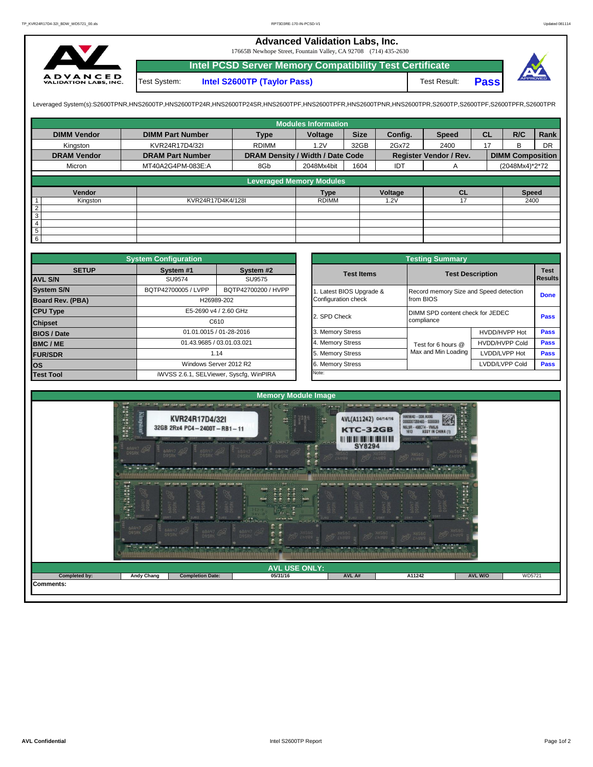# Advanced Validation Labs, Inc.

17665B Newhope Street, Fountain Valley, CA 92708 (714) 435-2630

## Intel PCSD Server Memory Compatibility Test Certificate

| Test System: | Intel S2600TP (Taylor Pass) | Test Result: | **Pass** |
|---|---|---|---|

Leveraged System(s):S2600TPNR,HNS2600TP,HNS2600TP24R,HNS2600TP24SR,HNS2600TPF,HNS2600TPFR,HNS2600TPNR,HNS2600TPR,S2600TP,S2600TPF,S2600TPFR,S2600TPR

### Modules Information

| DIMM Vendor | DIMM Part Number | Type | Voltage | Size | Config. | Speed | CL | R/C | Rank |
|---|---|---|---|---|---|---|---|---|---|
| Kingston | KVR24R17D4/32I | RDIMM | 1.2V | 32GB | 2Gx72 | 2400 | 17 | B | DR |
| **DRAM Vendor** | **DRAM Part Number** | **DRAM Density / Width / Date Code** | | | **Register Vendor / Rev.** | | | **DIMM Composition** | |
| Micron | MT40A2G4PM-083E:A | 8Gb | 2048Mx4bit | 1604 | IDT | A | | (2048Mx4)*2*72 | |

### Leveraged Memory Modules

| | Vendor | | Type | Voltage | CL | Speed |
|---|---|---|---|---|---|---|
| 1 | Kingston | KVR24R17D4K4/128I | RDIMM | 1.2V | 17 | 2400 |
| 2 | | | | | | |
| 3 | | | | | | |
| 4 | | | | | | |
| 5 | | | | | | |
| 6 | | | | | | |

### System Configuration

| SETUP | System #1 | System #2 |
|---|---|---|
| **AVL S/N** | SU9574 | SU9575 |
| **System S/N** | BQTP42700005 / LVPP | BQTP42700200 / HVPP |
| **Board Rev. (PBA)** | H26989-202 | |
| **CPU Type** | E5-2690 v4 / 2.60 GHz | |
| **Chipset** | C610 | |
| **BIOS / Date** | 01.01.0015 / 01-28-2016 | |
| **BMC / ME** | 01.43.9685 / 03.01.03.021 | |
| **FUR/SDR** | 1.14 | |
| **OS** | Windows Server 2012 R2 | |
| **Test Tool** | iWVSS 2.6.1, SELViewer, Syscfg, WinPIRA | |

### Testing Summary

| Test Items | Test Description | | Test Results |
|---|---|---|---|
| 1. Latest BIOS Upgrade & Configuration check | Record memory Size and Speed detection from BIOS | | **Done** |
| 2. SPD Check | DIMM SPD content check for JEDEC compliance | | **Pass** |
| 3. Memory Stress | Test for 6 hours @ Max and Min Loading | HVDD/HVPP Hot | **Pass** |
| 4. Memory Stress | | HVDD/HVPP Cold | **Pass** |
| 5. Memory Stress | | LVDD/LVPP Hot | **Pass** |
| 6. Memory Stress | | LVDD/LVPP Cold | **Pass** |
| Note: | | | |

### Memory Module Image

### AVL USE ONLY:

| Completed by: | Andy Chang | Completion Date: | 05/31/16 | AVL A# | A11242 | AVL W/O | WD5721 |
|---|---|---|---|---|---|---|---|

**Comments:**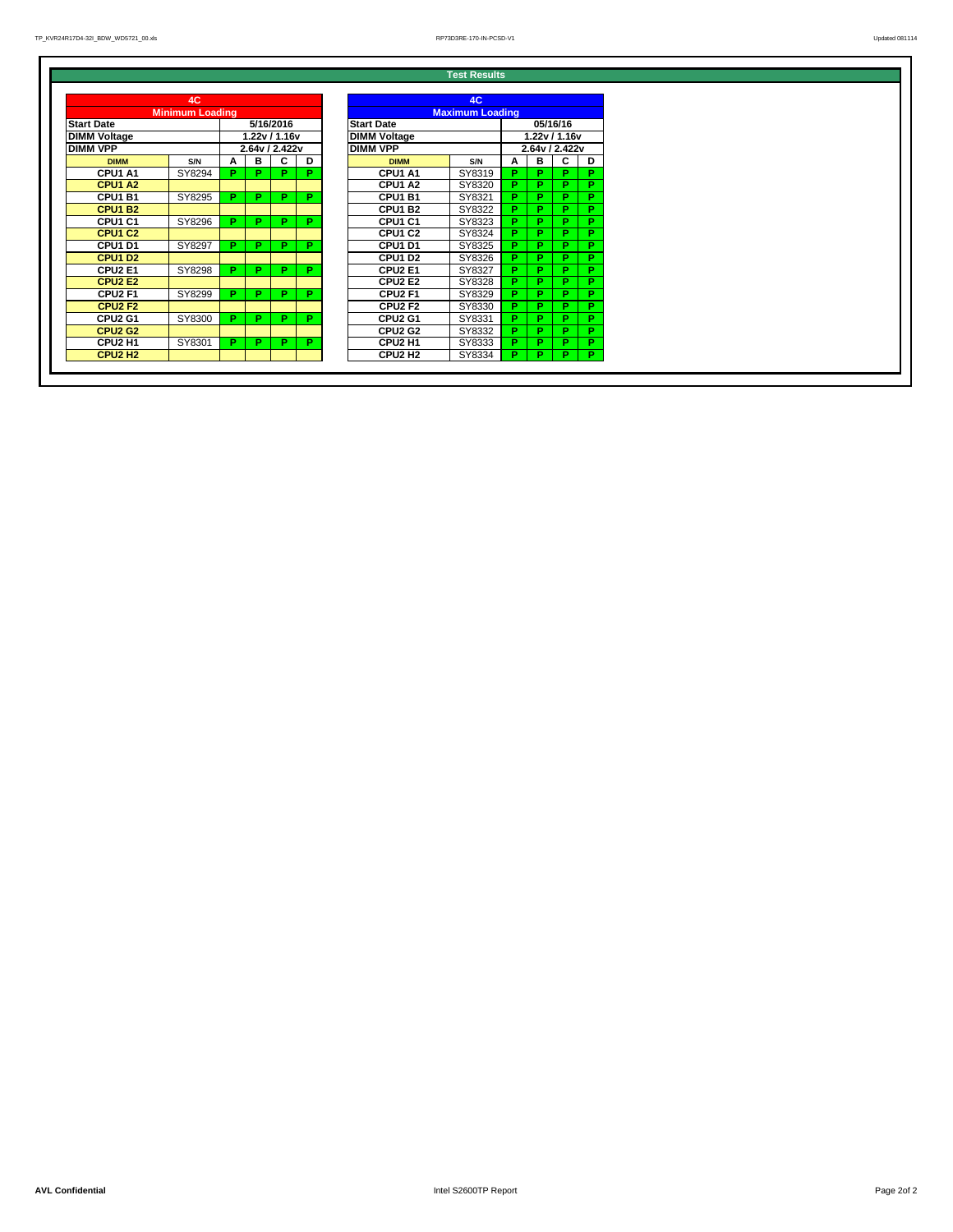## Test Results

| 4C Minimum Loading | | | | | |
|---|---|---|---|---|---|
| **Start Date** | | 5/16/2016 | | | |
| **DIMM Voltage** | | 1.22v / 1.16v | | | |
| **DIMM VPP** | | 2.64v / 2.422v | | | |
| **DIMM** | **S/N** | **A** | **B** | **C** | **D** |
| CPU1 A1 | SY8294 | P | P | P | P |
| CPU1 A2 | | | | | |
| CPU1 B1 | SY8295 | P | P | P | P |
| CPU1 B2 | | | | | |
| CPU1 C1 | SY8296 | P | P | P | P |
| CPU1 C2 | | | | | |
| CPU1 D1 | SY8297 | P | P | P | P |
| CPU1 D2 | | | | | |
| CPU2 E1 | SY8298 | P | P | P | P |
| CPU2 E2 | | | | | |
| CPU2 F1 | SY8299 | P | P | P | P |
| CPU2 F2 | | | | | |
| CPU2 G1 | SY8300 | P | P | P | P |
| CPU2 G2 | | | | | |
| CPU2 H1 | SY8301 | P | P | P | P |
| CPU2 H2 | | | | | |

| 4C Maximum Loading | | | | | |
|---|---|---|---|---|---|
| **Start Date** | | 05/16/16 | | | |
| **DIMM Voltage** | | 1.22v / 1.16v | | | |
| **DIMM VPP** | | 2.64v / 2.422v | | | |
| **DIMM** | **S/N** | **A** | **B** | **C** | **D** |
| CPU1 A1 | SY8319 | P | P | P | P |
| CPU1 A2 | SY8320 | P | P | P | P |
| CPU1 B1 | SY8321 | P | P | P | P |
| CPU1 B2 | SY8322 | P | P | P | P |
| CPU1 C1 | SY8323 | P | P | P | P |
| CPU1 C2 | SY8324 | P | P | P | P |
| CPU1 D1 | SY8325 | P | P | P | P |
| CPU1 D2 | SY8326 | P | P | P | P |
| CPU2 E1 | SY8327 | P | P | P | P |
| CPU2 E2 | SY8328 | P | P | P | P |
| CPU2 F1 | SY8329 | P | P | P | P |
| CPU2 F2 | SY8330 | P | P | P | P |
| CPU2 G1 | SY8331 | P | P | P | P |
| CPU2 G2 | SY8332 | P | P | P | P |
| CPU2 H1 | SY8333 | P | P | P | P |
| CPU2 H2 | SY8334 | P | P | P | P |